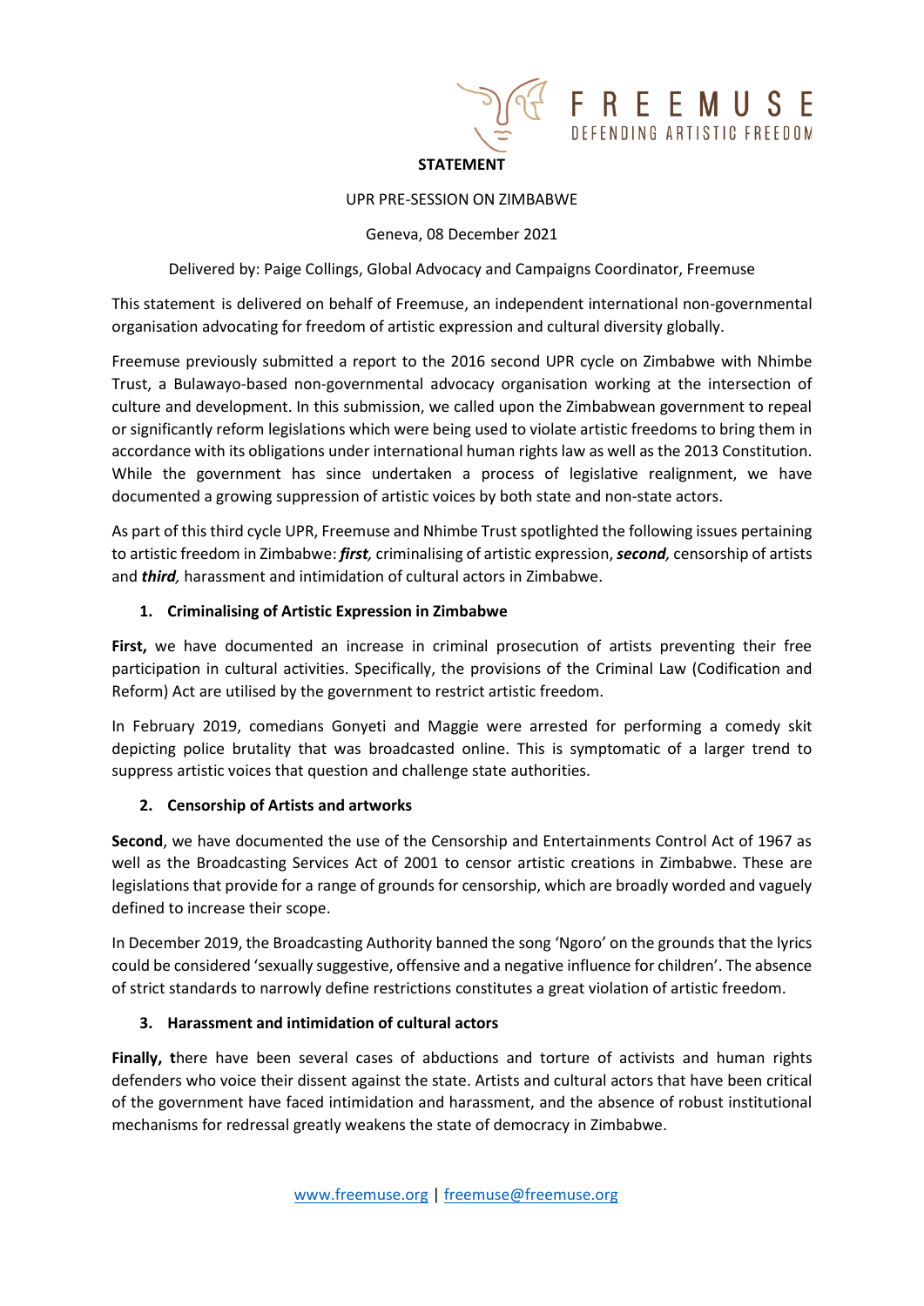FREEMUSE
DEFENDING ARTISTIC FREEDOM

**STATEMENT**

UPR PRE-SESSION ON ZIMBABWE

Geneva, 08 December 2021

Delivered by: Paige Collings, Global Advocacy and Campaigns Coordinator, Freemuse

This statement is delivered on behalf of Freemuse, an independent international non-governmental organisation advocating for freedom of artistic expression and cultural diversity globally.

Freemuse previously submitted a report to the 2016 second UPR cycle on Zimbabwe with Nhimbe Trust, a Bulawayo-based non-governmental advocacy organisation working at the intersection of culture and development. In this submission, we called upon the Zimbabwean government to repeal or significantly reform legislations which were being used to violate artistic freedoms to bring them in accordance with its obligations under international human rights law as well as the 2013 Constitution. While the government has since undertaken a process of legislative realignment, we have documented a growing suppression of artistic voices by both state and non-state actors.

As part of this third cycle UPR, Freemuse and Nhimbe Trust spotlighted the following issues pertaining to artistic freedom in Zimbabwe: ***first,*** criminalising of artistic expression, ***second,*** censorship of artists and ***third,*** harassment and intimidation of cultural actors in Zimbabwe.

1. **Criminalising of Artistic Expression in Zimbabwe**

**First,** we have documented an increase in criminal prosecution of artists preventing their free participation in cultural activities. Specifically, the provisions of the Criminal Law (Codification and Reform) Act are utilised by the government to restrict artistic freedom.

In February 2019, comedians Gonyeti and Maggie were arrested for performing a comedy skit depicting police brutality that was broadcasted online. This is symptomatic of a larger trend to suppress artistic voices that question and challenge state authorities.

2. **Censorship of Artists and artworks**

**Second**, we have documented the use of the Censorship and Entertainments Control Act of 1967 as well as the Broadcasting Services Act of 2001 to censor artistic creations in Zimbabwe. These are legislations that provide for a range of grounds for censorship, which are broadly worded and vaguely defined to increase their scope.

In December 2019, the Broadcasting Authority banned the song 'Ngoro' on the grounds that the lyrics could be considered 'sexually suggestive, offensive and a negative influence for children'. The absence of strict standards to narrowly define restrictions constitutes a great violation of artistic freedom.

3. **Harassment and intimidation of cultural actors**

**Finally, t**here have been several cases of abductions and torture of activists and human rights defenders who voice their dissent against the state. Artists and cultural actors that have been critical of the government have faced intimidation and harassment, and the absence of robust institutional mechanisms for redressal greatly weakens the state of democracy in Zimbabwe.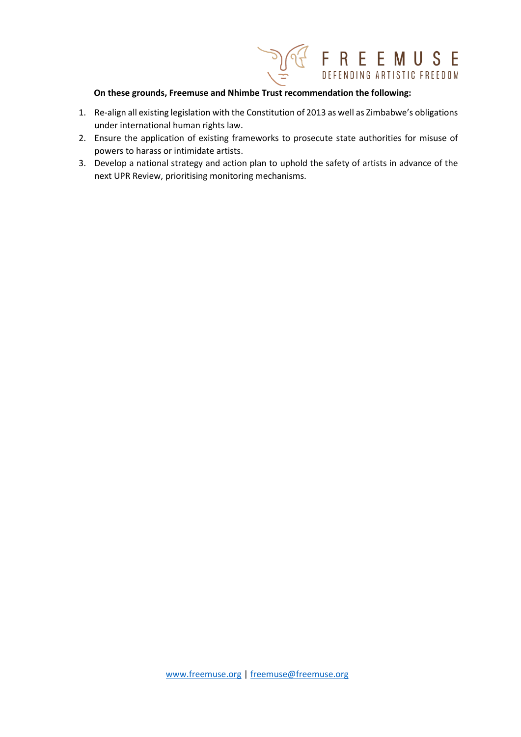**On these grounds, Freemuse and Nhimbe Trust recommendation the following:**

1. Re-align all existing legislation with the Constitution of 2013 as well as Zimbabwe's obligations under international human rights law.
2. Ensure the application of existing frameworks to prosecute state authorities for misuse of powers to harass or intimidate artists.
3. Develop a national strategy and action plan to uphold the safety of artists in advance of the next UPR Review, prioritising monitoring mechanisms.